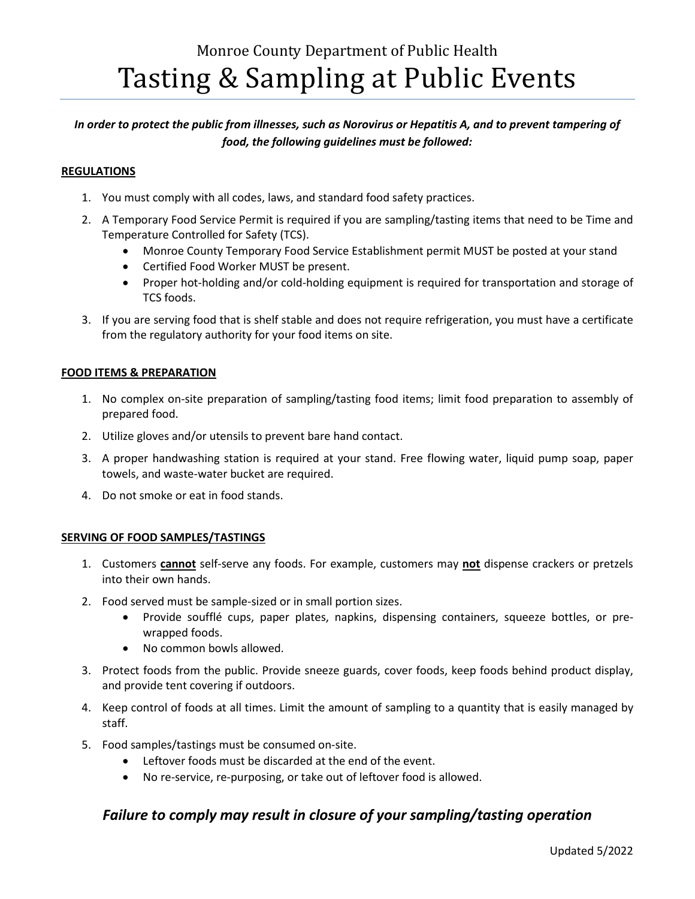Monroe County Department of Public Health

# Tasting & Sampling at Public Events

***In order to protect the public from illnesses, such as Norovirus or Hepatitis A, and to prevent tampering of food, the following guidelines must be followed:***

## REGULATIONS

1. You must comply with all codes, laws, and standard food safety practices.
2. A Temporary Food Service Permit is required if you are sampling/tasting items that need to be Time and Temperature Controlled for Safety (TCS).
   - Monroe County Temporary Food Service Establishment permit MUST be posted at your stand
   - Certified Food Worker MUST be present.
   - Proper hot-holding and/or cold-holding equipment is required for transportation and storage of TCS foods.
3. If you are serving food that is shelf stable and does not require refrigeration, you must have a certificate from the regulatory authority for your food items on site.

## FOOD ITEMS & PREPARATION

1. No complex on-site preparation of sampling/tasting food items; limit food preparation to assembly of prepared food.
2. Utilize gloves and/or utensils to prevent bare hand contact.
3. A proper handwashing station is required at your stand. Free flowing water, liquid pump soap, paper towels, and waste-water bucket are required.
4. Do not smoke or eat in food stands.

## SERVING OF FOOD SAMPLES/TASTINGS

1. Customers **cannot** self-serve any foods. For example, customers may **not** dispense crackers or pretzels into their own hands.
2. Food served must be sample-sized or in small portion sizes.
   - Provide soufflé cups, paper plates, napkins, dispensing containers, squeeze bottles, or pre-wrapped foods.
   - No common bowls allowed.
3. Protect foods from the public. Provide sneeze guards, cover foods, keep foods behind product display, and provide tent covering if outdoors.
4. Keep control of foods at all times. Limit the amount of sampling to a quantity that is easily managed by staff.
5. Food samples/tastings must be consumed on-site.
   - Leftover foods must be discarded at the end of the event.
   - No re-service, re-purposing, or take out of leftover food is allowed.

***Failure to comply may result in closure of your sampling/tasting operation***

Updated 5/2022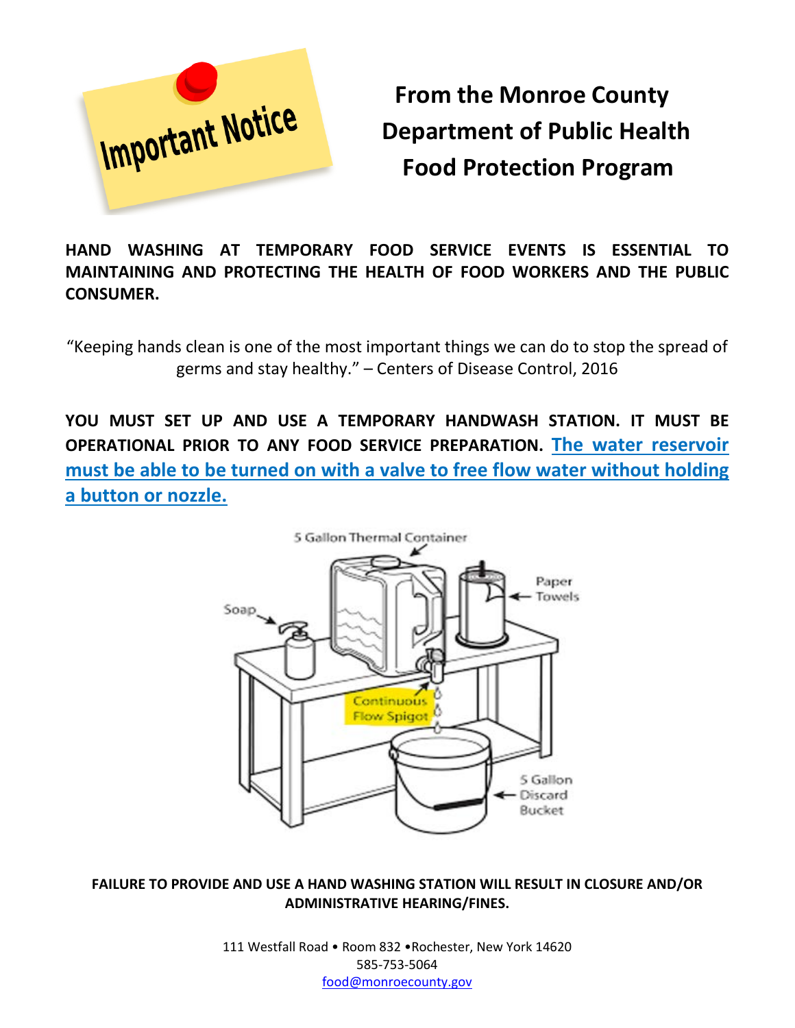Important Notice

**From the Monroe County Department of Public Health Food Protection Program**

**HAND WASHING AT TEMPORARY FOOD SERVICE EVENTS IS ESSENTIAL TO MAINTAINING AND PROTECTING THE HEALTH OF FOOD WORKERS AND THE PUBLIC CONSUMER.**

"Keeping hands clean is one of the most important things we can do to stop the spread of germs and stay healthy." – Centers of Disease Control, 2016

**YOU MUST SET UP AND USE A TEMPORARY HANDWASH STATION. IT MUST BE OPERATIONAL PRIOR TO ANY FOOD SERVICE PREPARATION. The water reservoir must be able to be turned on with a valve to free flow water without holding a button or nozzle.**

5 Gallon Thermal Container

Paper Towels

Soap

Continuous Flow Spigot

5 Gallon Discard Bucket

**FAILURE TO PROVIDE AND USE A HAND WASHING STATION WILL RESULT IN CLOSURE AND/OR ADMINISTRATIVE HEARING/FINES.**

111 Westfall Road • Room 832 •Rochester, New York 14620
585-753-5064
food@monroecounty.gov